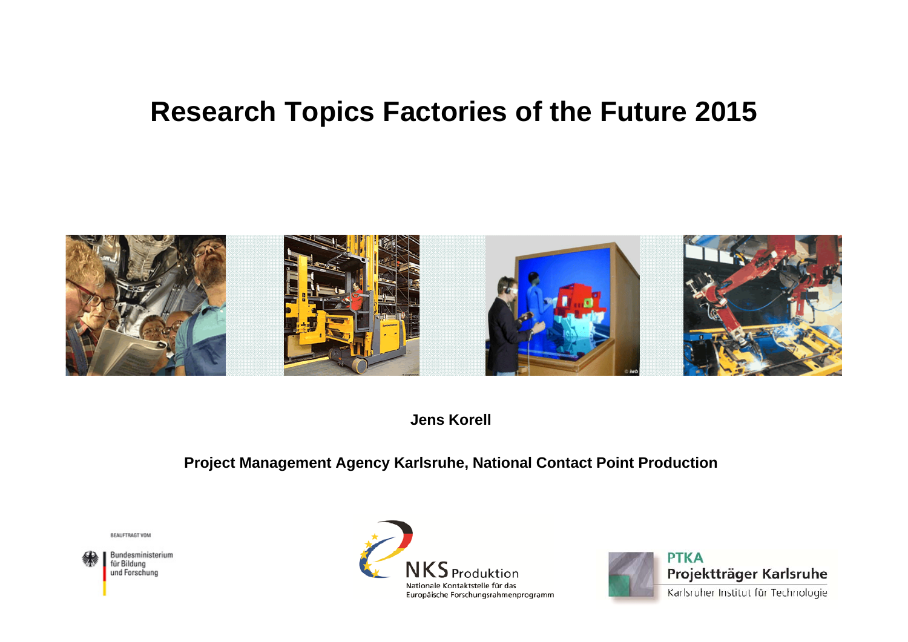# Research Topics Factories of the Future 2015

**Jens Korell**

**Project Management Agency Karlsruhe, National Contact Point Production**

BEAUFTRAGT VOM

Bundesministerium für Bildung und Forschung

NKS Produktion

Nationale Kontaktstelle für das Europäische Forschungsrahmenprogramm

PTKA

Projektträger Karlsruhe

Karlsruher Institut für Technologie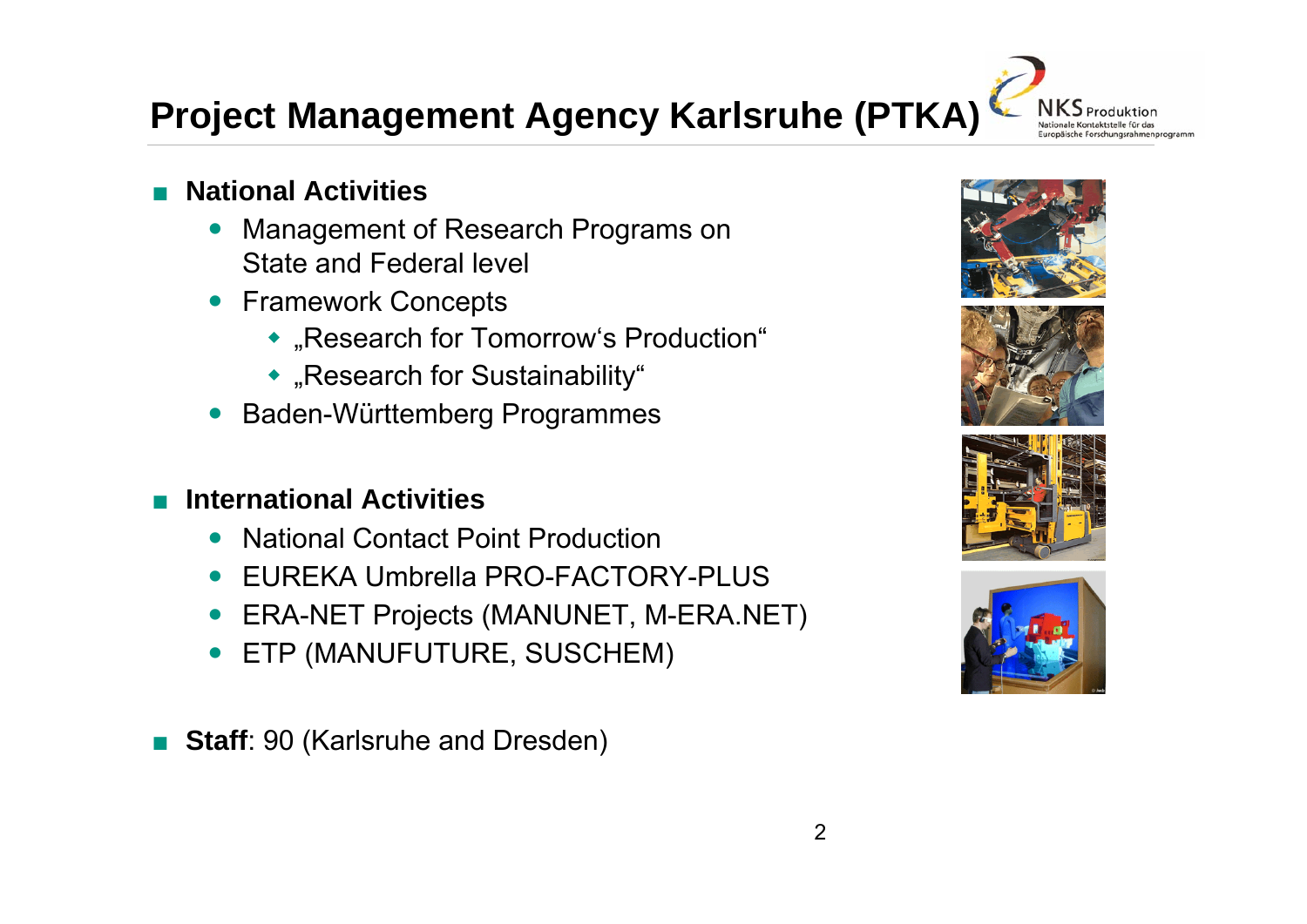# Project Management Agency Karlsruhe (PTKA)

- **National Activities**
  - Management of Research Programs on State and Federal level
  - Framework Concepts
    - „Research for Tomorrow's Production"
    - „Research for Sustainability"
  - Baden-Württemberg Programmes

- **International Activities**
  - National Contact Point Production
  - EUREKA Umbrella PRO-FACTORY-PLUS
  - ERA-NET Projects (MANUNET, M-ERA.NET)
  - ETP (MANUFUTURE, SUSCHEM)

- **Staff**: 90 (Karlsruhe and Dresden)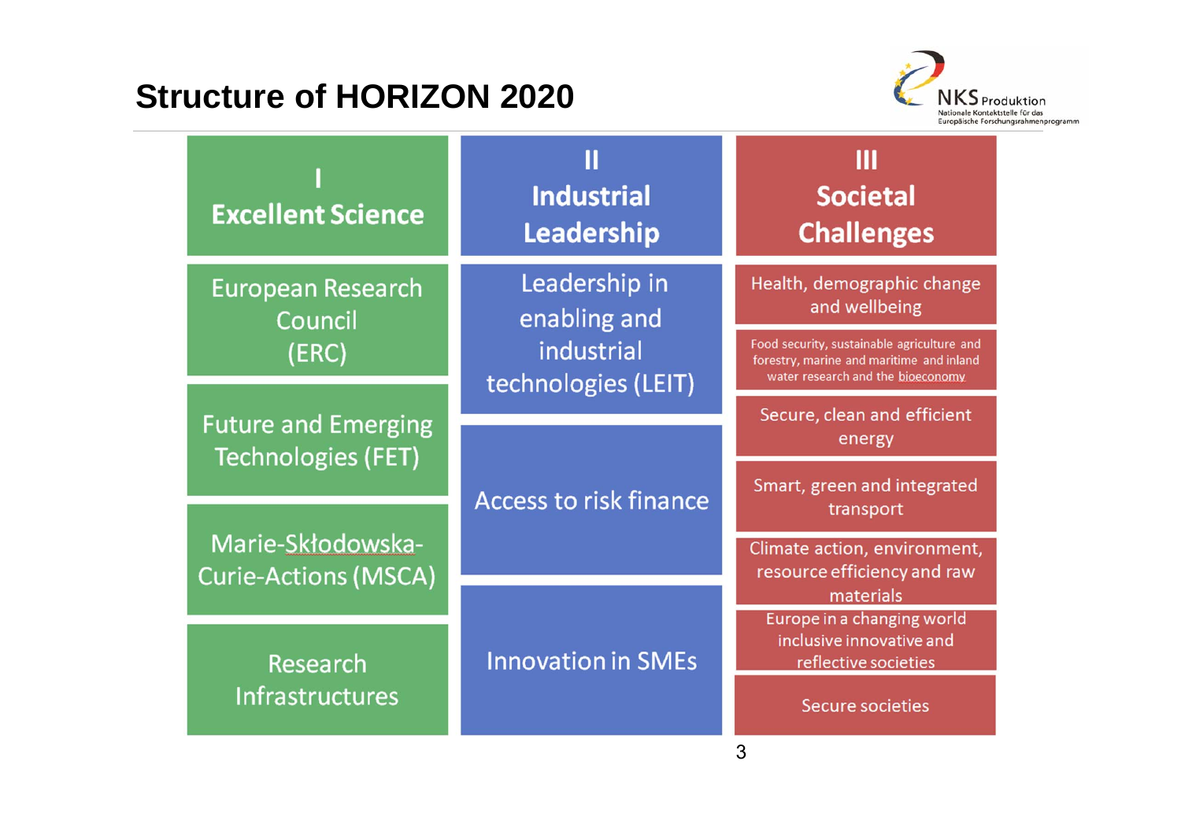# Structure of HORIZON 2020

| I<br>Excellent Science | II<br>Industrial Leadership | III<br>Societal Challenges |
|---|---|---|
| European Research Council (ERC) | Leadership in enabling and industrial technologies (LEIT) | Health, demographic change and wellbeing |
| Future and Emerging Technologies (FET) | Access to risk finance | Food security, sustainable agriculture and forestry, marine and maritime and inland water research and the bioeconomy |
| Marie-Skłodowska-Curie-Actions (MSCA) | Innovation in SMEs | Secure, clean and efficient energy |
| Research Infrastructures | | Smart, green and integrated transport |
| | | Climate action, environment, resource efficiency and raw materials |
| | | Europe in a changing world inclusive innovative and reflective societies |
| | | Secure societies |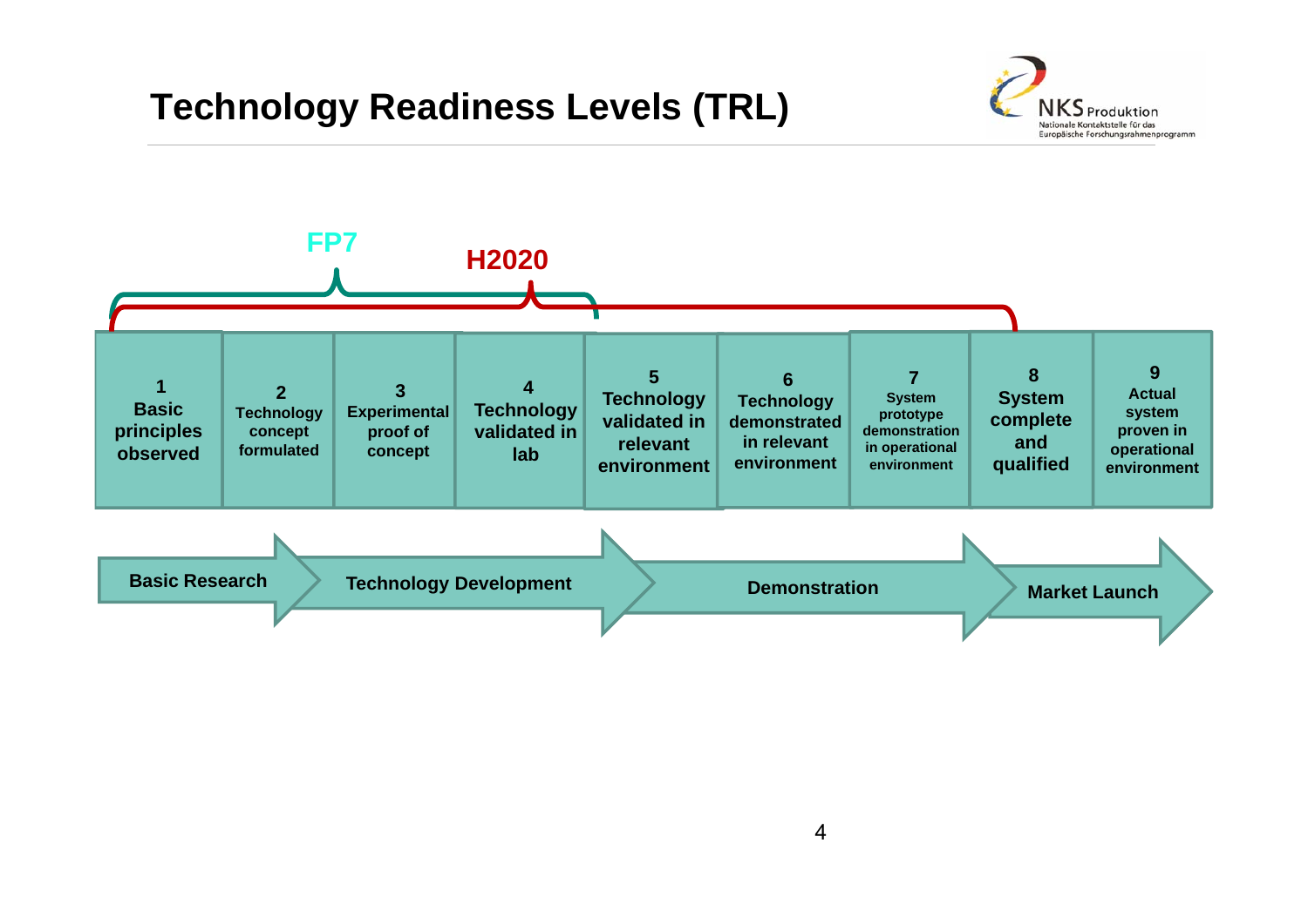# Technology Readiness Levels (TRL)

NKS Produktion – Nationale Kontaktstelle für das Europäische Forschungsrahmenprogramm

**FP7** (TRL 1–4)

**H2020** (TRL 1–8)

| 1 | 2 | 3 | 4 | 5 | 6 | 7 | 8 | 9 |
|---|---|---|---|---|---|---|---|---|
| Basic principles observed | Technology concept formulated | Experimental proof of concept | Technology validated in lab | Technology validated in relevant environment | Technology demonstrated in relevant environment | System prototype demonstration in operational environment | System complete and qualified | Actual system proven in operational environment |

**Basic Research** → **Technology Development** → **Demonstration** → **Market Launch**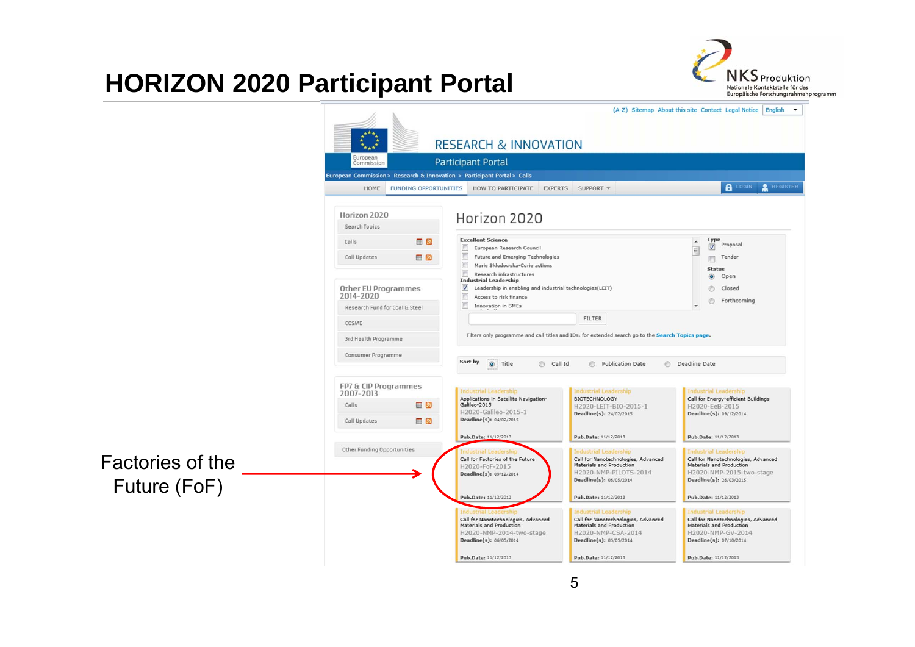# HORIZON 2020 Participant Portal

NKS Produktion
Nationale Kontaktstelle für das Europäische Forschungsrahmenprogramm

(A-Z) Sitemap About this site Contact Legal Notice English

European Commission

RESEARCH & INNOVATION

Participant Portal

European Commission > Research & Innovation > Participant Portal > Calls

HOME | FUNDING OPPORTUNITIES | HOW TO PARTICIPATE | EXPERTS | SUPPORT | LOGIN | REGISTER

**Horizon 2020**
- Search Topics
- Calls
- Call Updates

**Other EU Programmes 2014-2020**
- Research Fund for Coal & Steel
- COSME
- 3rd Health Programme
- Consumer Programme

**FP7 & CIP Programmes 2007-2013**
- Calls
- Call Updates

Other Funding Opportunities

## Horizon 2020

**Excellent Science**
- European Research Council
- Future and Emerging Technologies
- Marie Skłodowska-Curie actions
- Research infrastructures

**Industrial Leadership**
- [x] Leadership in enabling and industrial technologies(LEIT)
- Access to risk finance
- Innovation in SMEs

**Type**
- [x] Proposal
- Tender

**Status**
- (•) Open
- Closed
- Forthcoming

FILTER

Filters only programme and call titles and IDs, for extended search go to the Search Topics page.

Sort by (•) Title ( ) Call Id ( ) Publication Date ( ) Deadline Date

| | | |
|---|---|---|
| Industrial Leadership<br>Applications in Satellite Navigation-Galileo-2015<br>H2020-Galileo-2015-1<br>Deadline(s): 04/02/2015<br>Pub.Date: 11/12/2013 | Industrial Leadership<br>BIOTECHNOLOGY<br>H2020-LEIT-BIO-2015-1<br>Deadline(s): 24/02/2015<br>Pub.Date: 11/12/2013 | Industrial Leadership<br>Call for Energy-efficient Buildings<br>H2020-EeB-2015<br>Deadline(s): 09/12/2014<br>Pub.Date: 11/12/2013 |
| Industrial Leadership<br>Call for Factories of the Future<br>H2020-FoF-2015<br>Deadline(s): 09/12/2014<br>Pub.Date: 11/12/2013 | Industrial Leadership<br>Call for Nanotechnologies, Advanced Materials and Production<br>H2020-NMP-PILOTS-2014<br>Deadline(s): 06/05/2014<br>Pub.Date: 11/12/2013 | Industrial Leadership<br>Call for Nanotechnologies, Advanced Materials and Production<br>H2020-NMP-2015-two-stage<br>Deadline(s): 26/03/2015<br>Pub.Date: 11/12/2013 |
| Industrial Leadership<br>Call for Nanotechnologies, Advanced Materials and Production<br>H2020-NMP-2014-two-stage<br>Deadline(s): 06/05/2014<br>Pub.Date: 11/12/2013 | Industrial Leadership<br>Call for Nanotechnologies, Advanced Materials and Production<br>H2020-NMP-CSA-2014<br>Deadline(s): 06/05/2014<br>Pub.Date: 11/12/2013 | Industrial Leadership<br>Call for Nanotechnologies, Advanced Materials and Production<br>H2020-NMP-GV-2014<br>Deadline(s): 07/10/2014<br>Pub.Date: 11/12/2013 |

Factories of the Future (FoF) →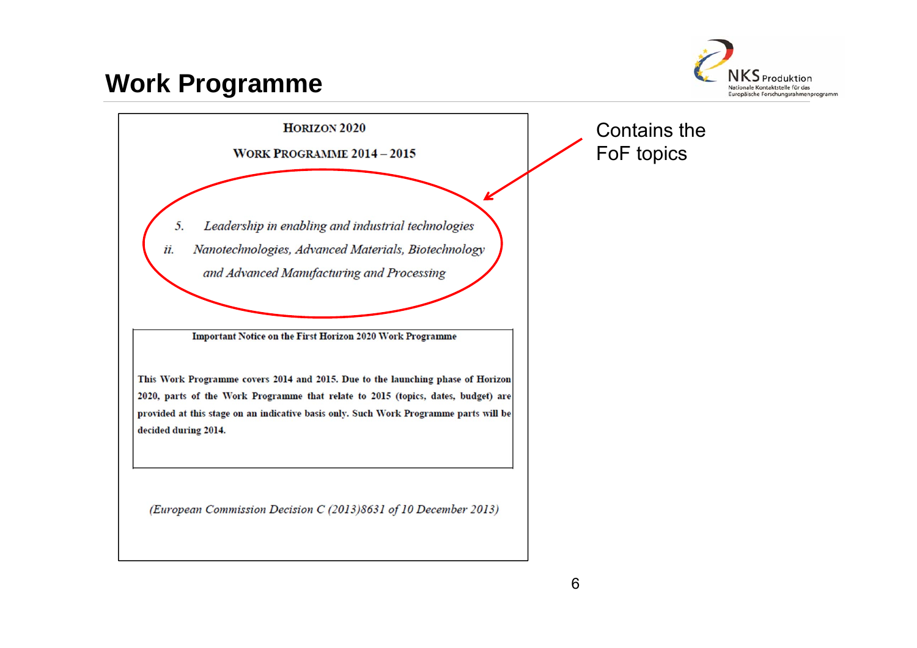# Work Programme

HORIZON 2020

WORK PROGRAMME 2014 – 2015

*5. Leadership in enabling and industrial technologies*

*ii. Nanotechnologies, Advanced Materials, Biotechnology and Advanced Manufacturing and Processing*

**Important Notice on the First Horizon 2020 Work Programme**

**This Work Programme covers 2014 and 2015. Due to the launching phase of Horizon 2020, parts of the Work Programme that relate to 2015 (topics, dates, budget) are provided at this stage on an indicative basis only. Such Work Programme parts will be decided during 2014.**

*(European Commission Decision C (2013)8631 of 10 December 2013)*

Contains the FoF topics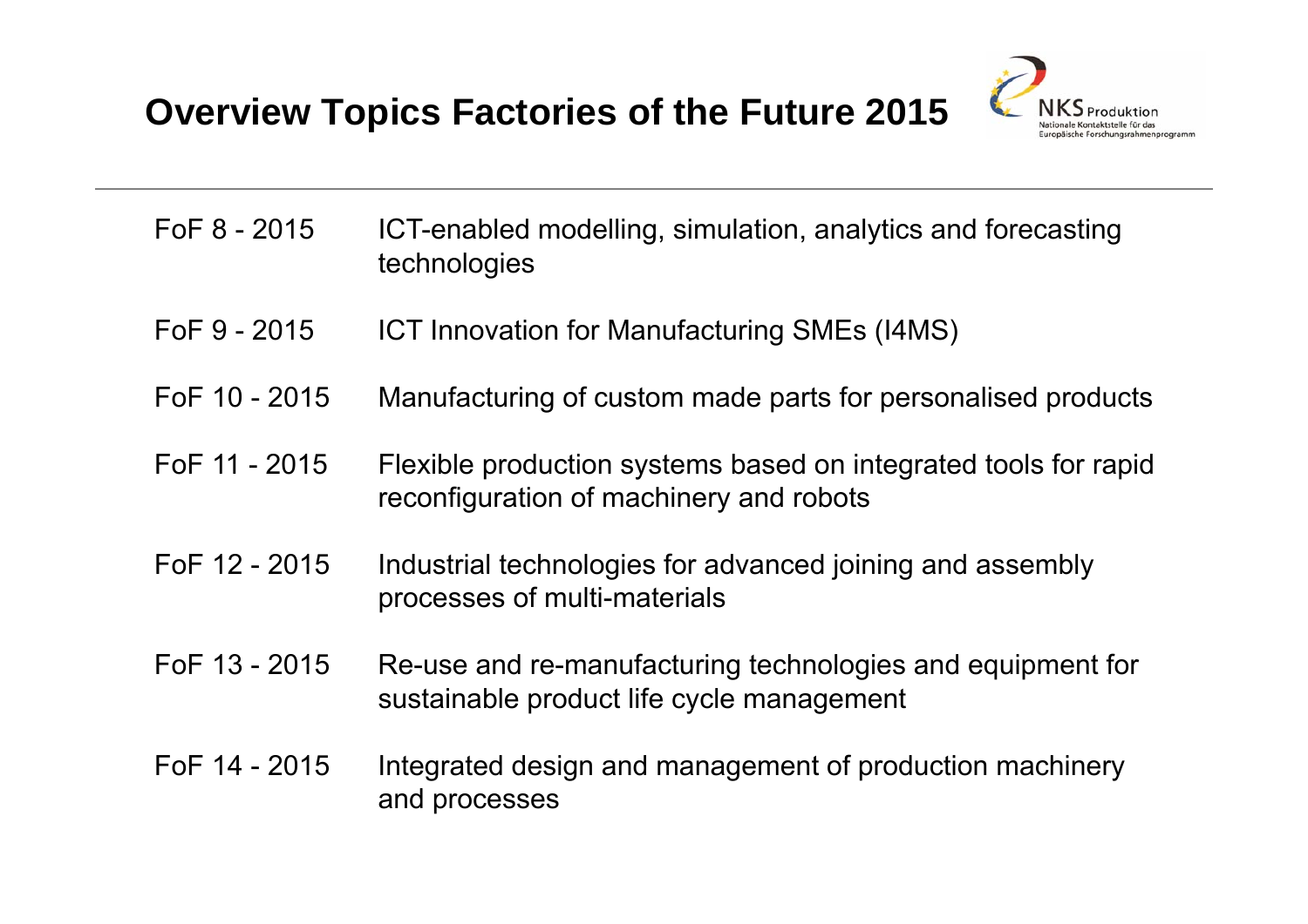# Overview Topics Factories of the Future 2015

| | |
|---|---|
| FoF 8 - 2015 | ICT-enabled modelling, simulation, analytics and forecasting technologies |
| FoF 9 - 2015 | ICT Innovation for Manufacturing SMEs (I4MS) |
| FoF 10 - 2015 | Manufacturing of custom made parts for personalised products |
| FoF 11 - 2015 | Flexible production systems based on integrated tools for rapid reconfiguration of machinery and robots |
| FoF 12 - 2015 | Industrial technologies for advanced joining and assembly processes of multi-materials |
| FoF 13 - 2015 | Re-use and re-manufacturing technologies and equipment for sustainable product life cycle management |
| FoF 14 - 2015 | Integrated design and management of production machinery and processes |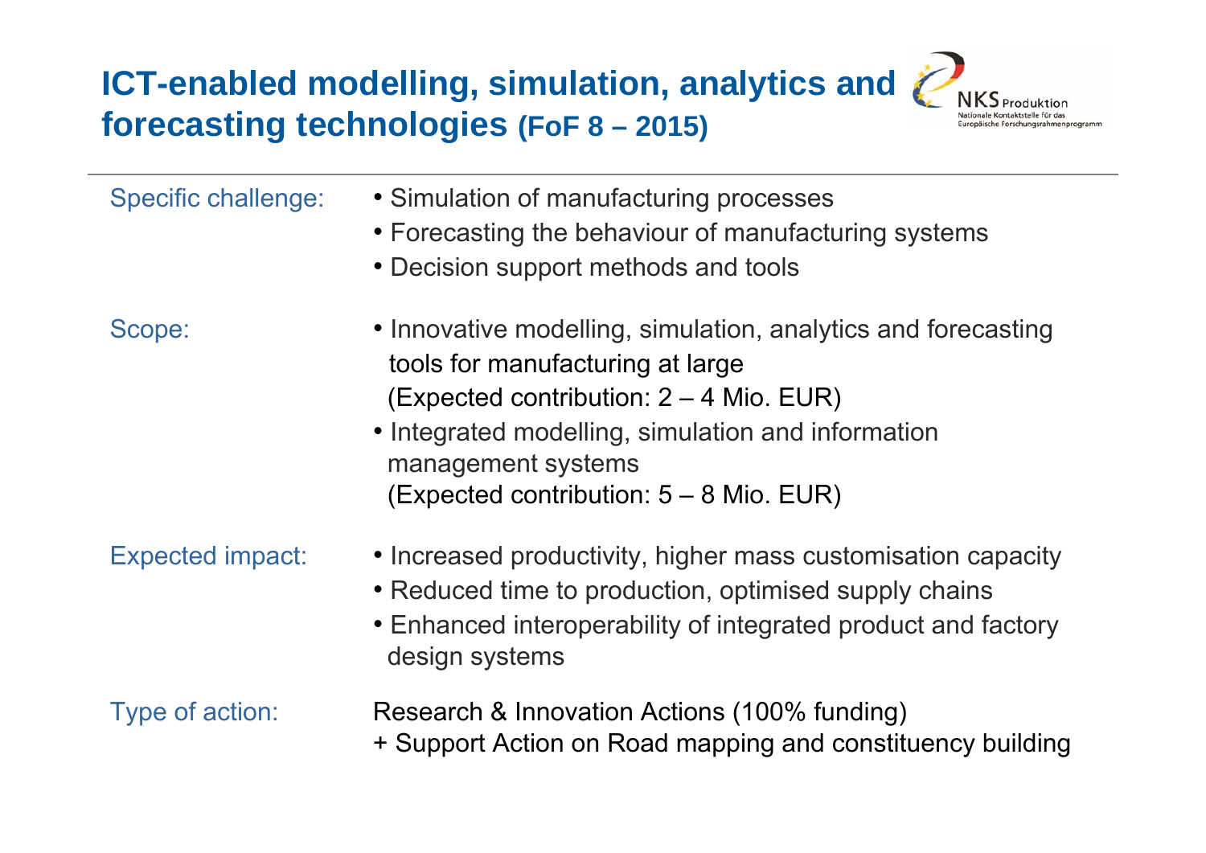# ICT-enabled modelling, simulation, analytics and forecasting technologies (FoF 8 – 2015)

NKS Produktion
Nationale Kontaktstelle für das Europäische Forschungsrahmenprogramm

**Specific challenge:**

- Simulation of manufacturing processes
- Forecasting the behaviour of manufacturing systems
- Decision support methods and tools

**Scope:**

- Innovative modelling, simulation, analytics and forecasting tools for manufacturing at large
  (Expected contribution: 2 – 4 Mio. EUR)
- Integrated modelling, simulation and information management systems
  (Expected contribution: 5 – 8 Mio. EUR)

**Expected impact:**

- Increased productivity, higher mass customisation capacity
- Reduced time to production, optimised supply chains
- Enhanced interoperability of integrated product and factory design systems

**Type of action:**

Research & Innovation Actions (100% funding)
+ Support Action on Road mapping and constituency building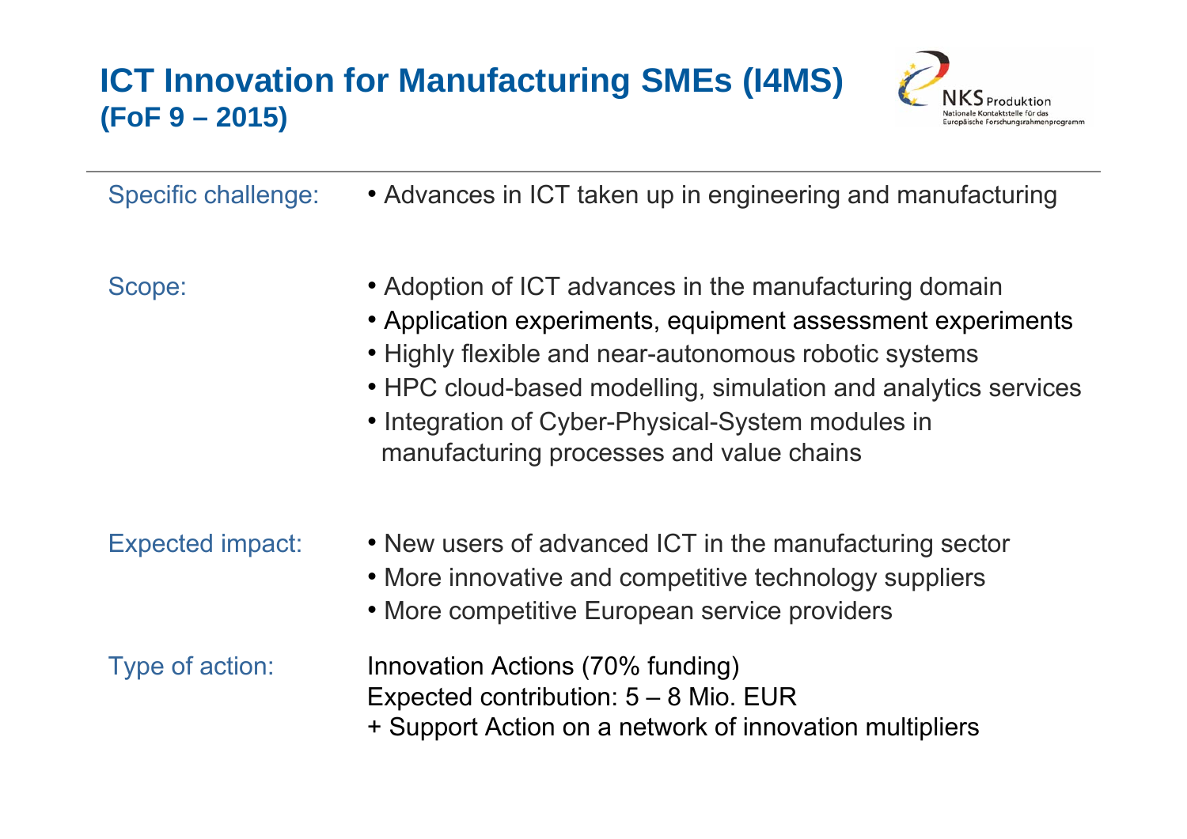# ICT Innovation for Manufacturing SMEs (I4MS)

## (FoF 9 – 2015)

| | |
|---|---|
| Specific challenge: | • Advances in ICT taken up in engineering and manufacturing |
| Scope: | • Adoption of ICT advances in the manufacturing domain<br>• Application experiments, equipment assessment experiments<br>• Highly flexible and near-autonomous robotic systems<br>• HPC cloud-based modelling, simulation and analytics services<br>• Integration of Cyber-Physical-System modules in manufacturing processes and value chains |
| Expected impact: | • New users of advanced ICT in the manufacturing sector<br>• More innovative and competitive technology suppliers<br>• More competitive European service providers |
| Type of action: | Innovation Actions (70% funding)<br>Expected contribution: 5 – 8 Mio. EUR<br>+ Support Action on a network of innovation multipliers |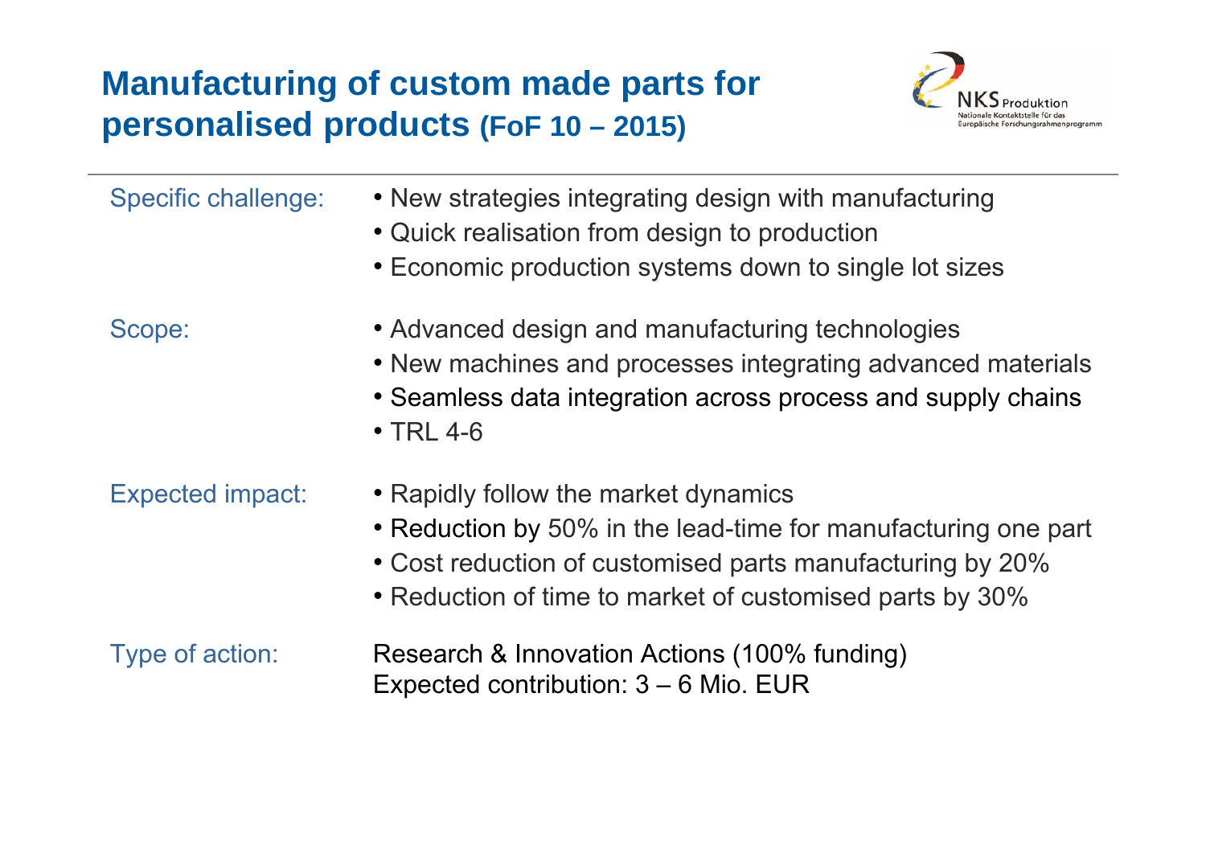# Manufacturing of custom made parts for personalised products (FoF 10 – 2015)

**Specific challenge:**

- New strategies integrating design with manufacturing
- Quick realisation from design to production
- Economic production systems down to single lot sizes

**Scope:**

- Advanced design and manufacturing technologies
- New machines and processes integrating advanced materials
- Seamless data integration across process and supply chains
- TRL 4-6

**Expected impact:**

- Rapidly follow the market dynamics
- Reduction by 50% in the lead-time for manufacturing one part
- Cost reduction of customised parts manufacturing by 20%
- Reduction of time to market of customised parts by 30%

**Type of action:**

Research & Innovation Actions (100% funding)
Expected contribution: 3 – 6 Mio. EUR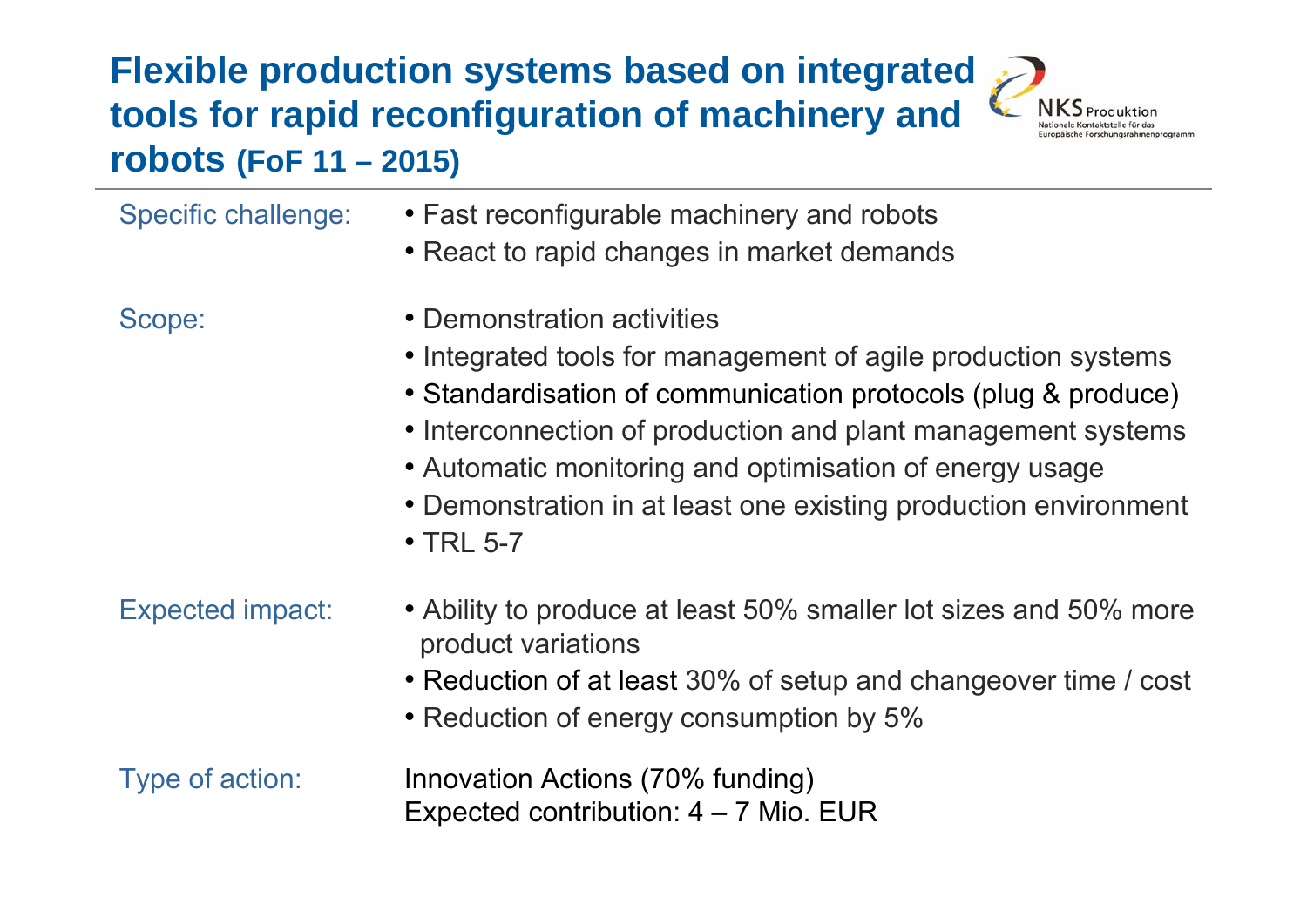# Flexible production systems based on integrated tools for rapid reconfiguration of machinery and robots (FoF 11 – 2015)

NKS Produktion
Nationale Kontaktstelle für das Europäische Forschungsrahmenprogramm

**Specific challenge:**

- Fast reconfigurable machinery and robots
- React to rapid changes in market demands

**Scope:**

- Demonstration activities
- Integrated tools for management of agile production systems
- Standardisation of communication protocols (plug & produce)
- Interconnection of production and plant management systems
- Automatic monitoring and optimisation of energy usage
- Demonstration in at least one existing production environment
- TRL 5-7

**Expected impact:**

- Ability to produce at least 50% smaller lot sizes and 50% more product variations
- Reduction of at least 30% of setup and changeover time / cost
- Reduction of energy consumption by 5%

**Type of action:**

Innovation Actions (70% funding)
Expected contribution: 4 – 7 Mio. EUR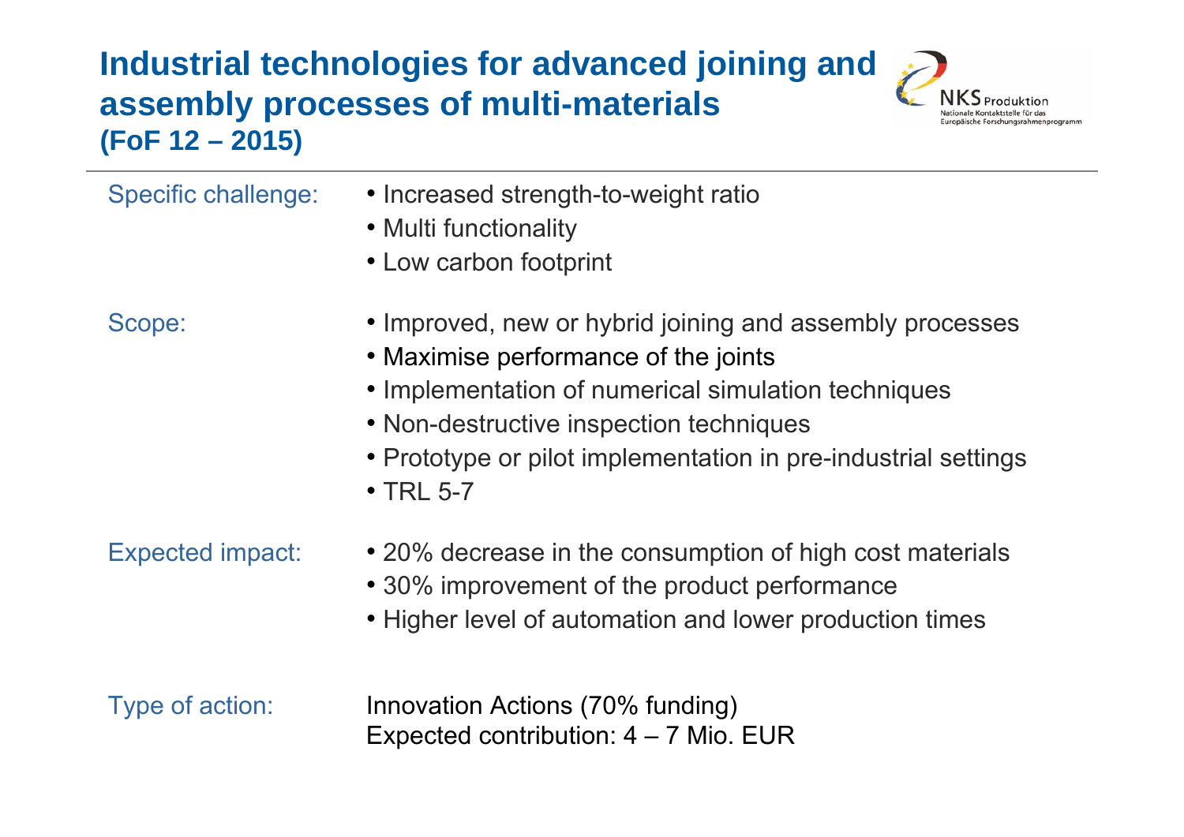# Industrial technologies for advanced joining and assembly processes of multi-materials
**(FoF 12 – 2015)**

NKS Produktion
Nationale Kontaktstelle für das Europäische Forschungsrahmenprogramm

Specific challenge:

- Increased strength-to-weight ratio
- Multi functionality
- Low carbon footprint

Scope:

- Improved, new or hybrid joining and assembly processes
- Maximise performance of the joints
- Implementation of numerical simulation techniques
- Non-destructive inspection techniques
- Prototype or pilot implementation in pre-industrial settings
- TRL 5-7

Expected impact:

- 20% decrease in the consumption of high cost materials
- 30% improvement of the product performance
- Higher level of automation and lower production times

Type of action:

Innovation Actions (70% funding)
Expected contribution: 4 – 7 Mio. EUR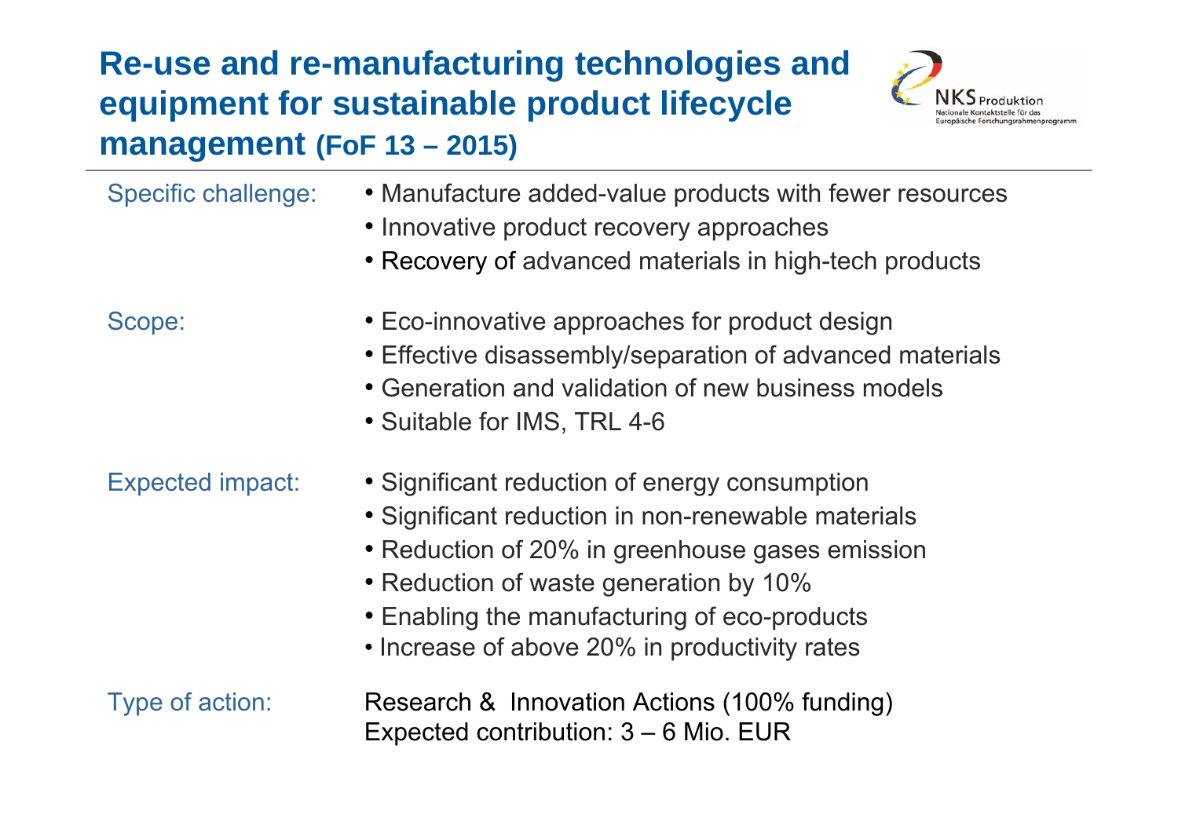# Re-use and re-manufacturing technologies and equipment for sustainable product lifecycle management (FoF 13 – 2015)

NKS Produktion
Nationale Kontaktstelle für das Europäische Forschungsrahmenprogramm

Specific challenge:

- Manufacture added-value products with fewer resources
- Innovative product recovery approaches
- Recovery of advanced materials in high-tech products

Scope:

- Eco-innovative approaches for product design
- Effective disassembly/separation of advanced materials
- Generation and validation of new business models
- Suitable for IMS, TRL 4-6

Expected impact:

- Significant reduction of energy consumption
- Significant reduction in non-renewable materials
- Reduction of 20% in greenhouse gases emission
- Reduction of waste generation by 10%
- Enabling the manufacturing of eco-products
- Increase of above 20% in productivity rates

Type of action:

Research & Innovation Actions (100% funding)
Expected contribution: 3 – 6 Mio. EUR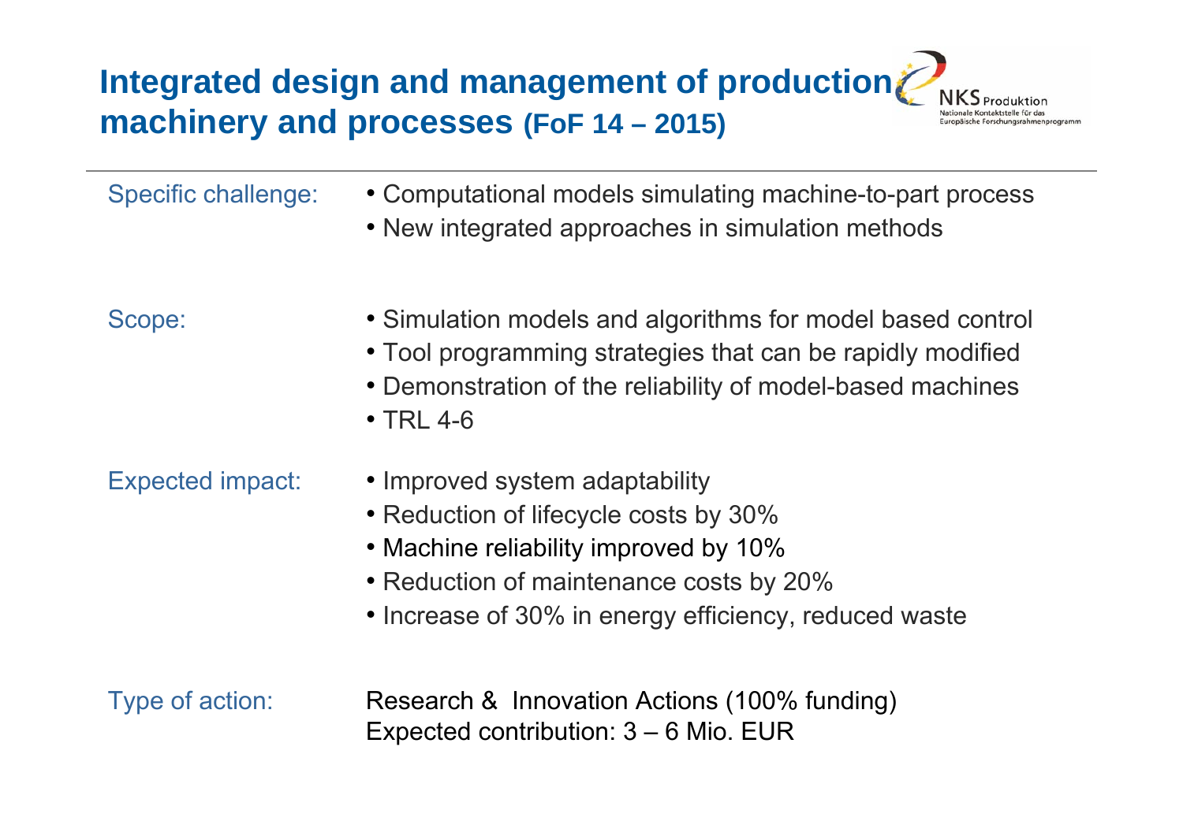# Integrated design and management of production machinery and processes (FoF 14 – 2015)

| | |
|---|---|
| Specific challenge: | • Computational models simulating machine-to-part process<br>• New integrated approaches in simulation methods |
| Scope: | • Simulation models and algorithms for model based control<br>• Tool programming strategies that can be rapidly modified<br>• Demonstration of the reliability of model-based machines<br>• TRL 4-6 |
| Expected impact: | • Improved system adaptability<br>• Reduction of lifecycle costs by 30%<br>• Machine reliability improved by 10%<br>• Reduction of maintenance costs by 20%<br>• Increase of 30% in energy efficiency, reduced waste |
| Type of action: | Research & Innovation Actions (100% funding)<br>Expected contribution: 3 – 6 Mio. EUR |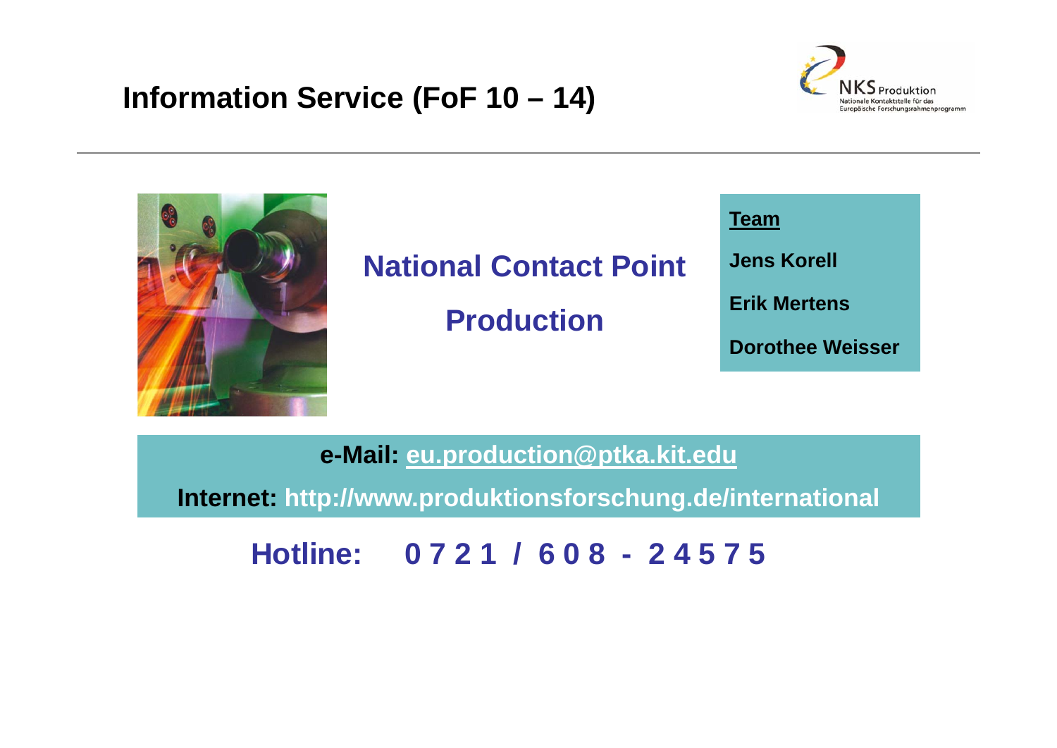# Information Service (FoF 10 – 14)

NKS Produktion
Nationale Kontaktstelle für das Europäische Forschungsrahmenprogramm

## National Contact Point Production

**Team**

**Jens Korell**

**Erik Mertens**

**Dorothee Weisser**

**e-Mail:** eu.production@ptka.kit.edu

**Internet:** http://www.produktionsforschung.de/international

**Hotline: 0 7 2 1 / 6 0 8 - 2 4 5 7 5**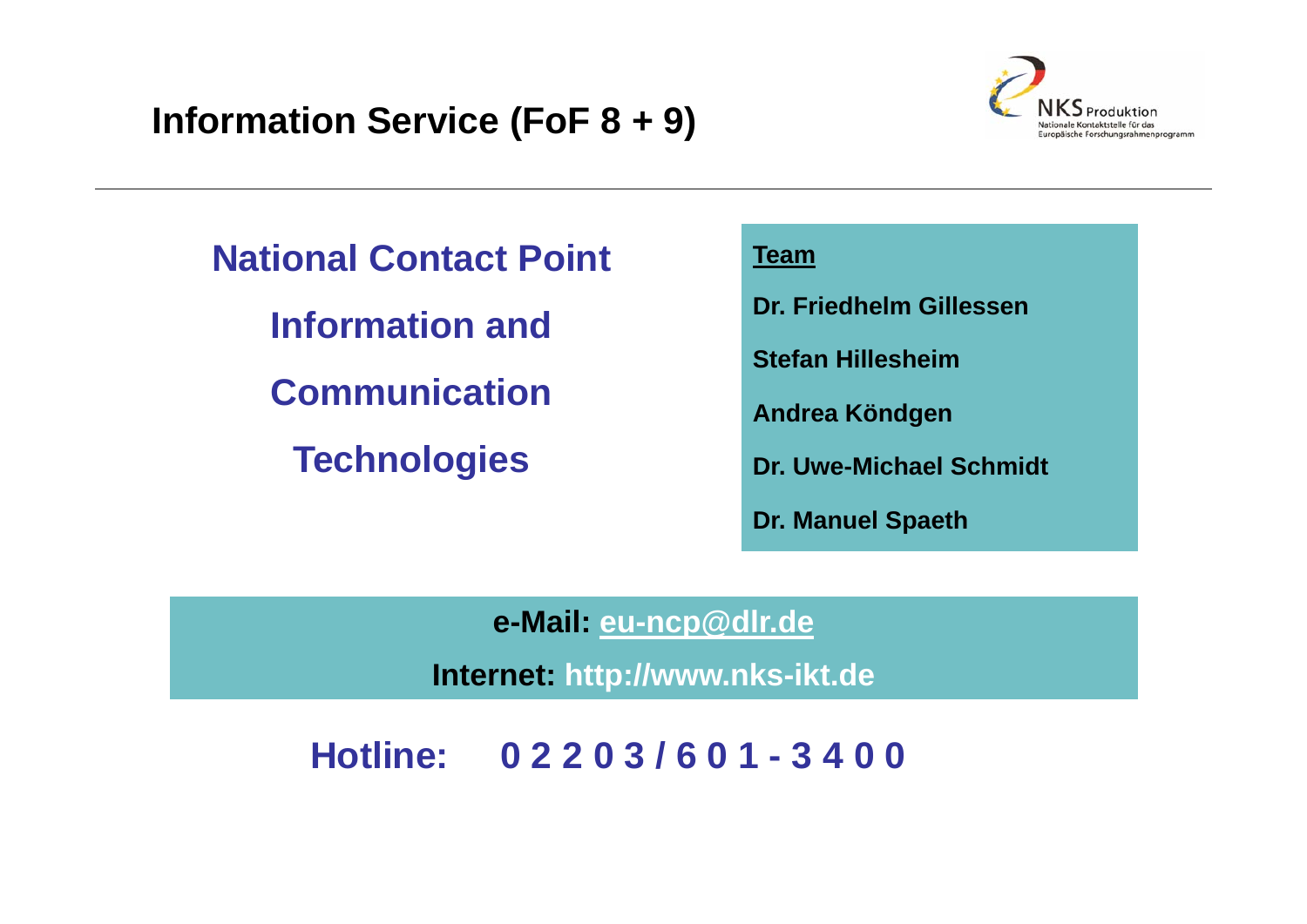# Information Service (FoF 8 + 9)

NKS Produktion
Nationale Kontaktstelle für das Europäische Forschungsrahmenprogramm

## National Contact Point

## Information and

## Communication

## Technologies

**Team**

**Dr. Friedhelm Gillessen**

**Stefan Hillesheim**

**Andrea Köndgen**

**Dr. Uwe-Michael Schmidt**

**Dr. Manuel Spaeth**

**e-Mail:** **eu-ncp@dlr.de**

**Internet:** **http://www.nks-ikt.de**

**Hotline: 0 2 2 0 3 / 6 0 1 - 3 4 0 0**